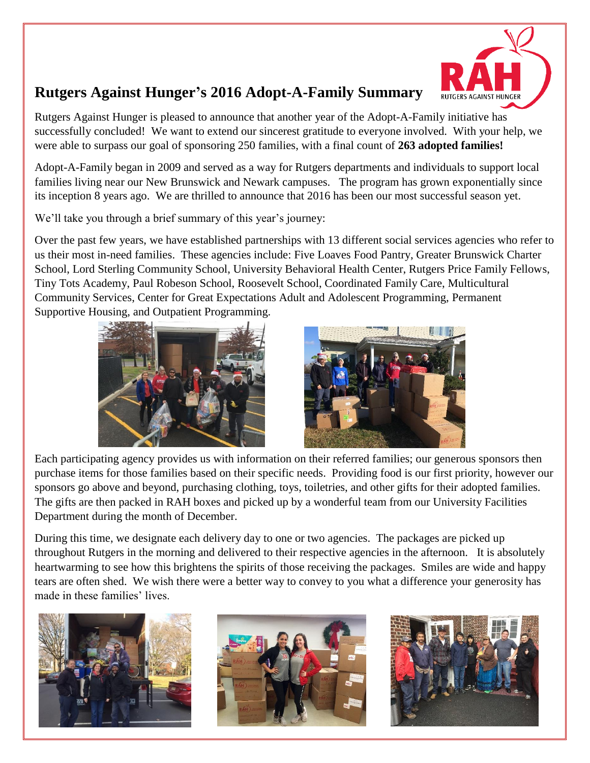# Rutgers Against Hunger's 2016 Adopt-A-Family Summary

Rutgers Against Hunger is pleased to announce that another year of the Adopt-A-Family initiative has successfully concluded! We want to extend our sincerest gratitude to everyone involved. With your help, we were able to surpass our goal of sponsoring 250 families, with a final count of **263 adopted families!**

Adopt-A-Family began in 2009 and served as a way for Rutgers departments and individuals to support local families living near our New Brunswick and Newark campuses. The program has grown exponentially since its inception 8 years ago. We are thrilled to announce that 2016 has been our most successful season yet.

We'll take you through a brief summary of this year's journey:

Over the past few years, we have established partnerships with 13 different social services agencies who refer to us their most in-need families. These agencies include: Five Loaves Food Pantry, Greater Brunswick Charter School, Lord Sterling Community School, University Behavioral Health Center, Rutgers Price Family Fellows, Tiny Tots Academy, Paul Robeson School, Roosevelt School, Coordinated Family Care, Multicultural Community Services, Center for Great Expectations Adult and Adolescent Programming, Permanent Supportive Housing, and Outpatient Programming.

Each participating agency provides us with information on their referred families; our generous sponsors then purchase items for those families based on their specific needs. Providing food is our first priority, however our sponsors go above and beyond, purchasing clothing, toys, toiletries, and other gifts for their adopted families. The gifts are then packed in RAH boxes and picked up by a wonderful team from our University Facilities Department during the month of December.

During this time, we designate each delivery day to one or two agencies. The packages are picked up throughout Rutgers in the morning and delivered to their respective agencies in the afternoon. It is absolutely heartwarming to see how this brightens the spirits of those receiving the packages. Smiles are wide and happy tears are often shed. We wish there were a better way to convey to you what a difference your generosity has made in these families' lives.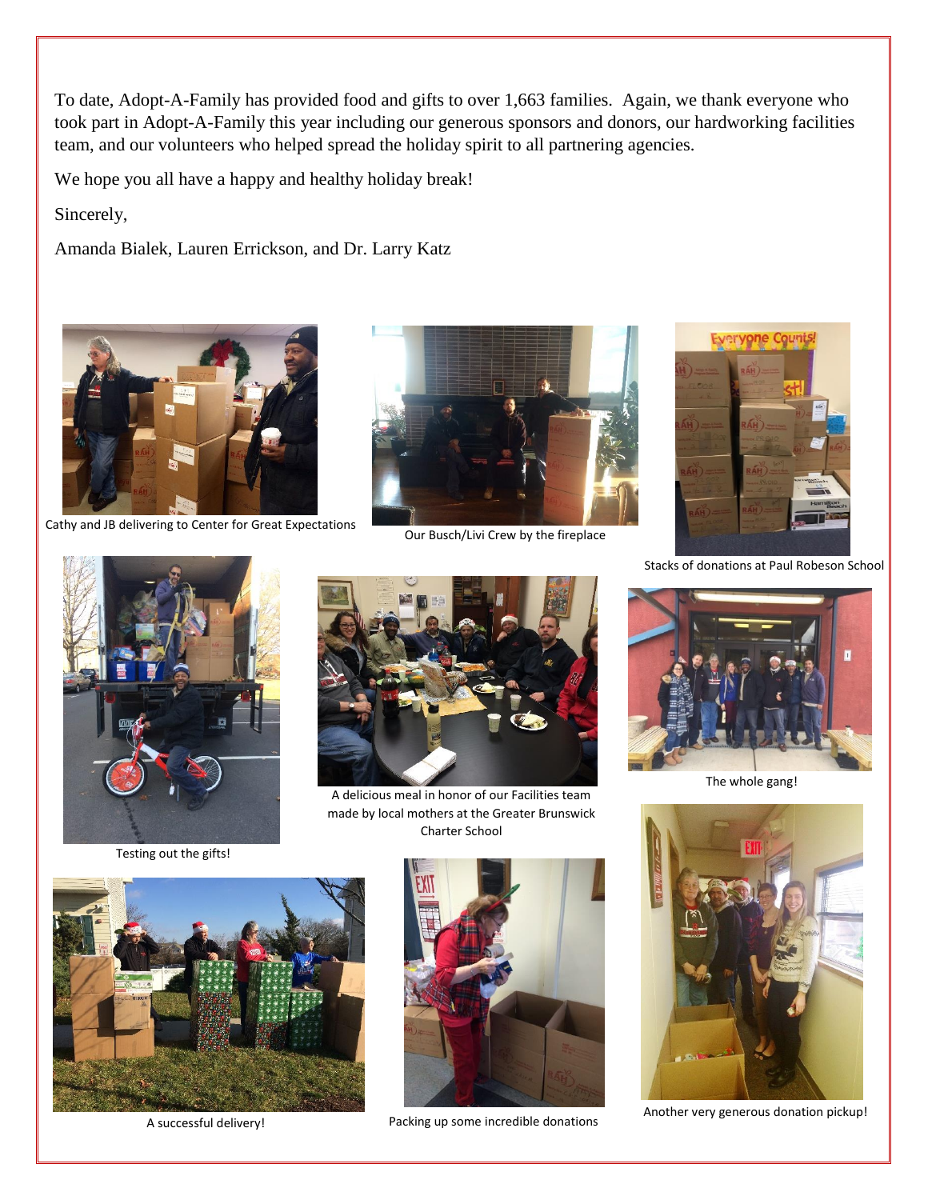To date, Adopt-A-Family has provided food and gifts to over 1,663 families. Again, we thank everyone who took part in Adopt-A-Family this year including our generous sponsors and donors, our hardworking facilities team, and our volunteers who helped spread the holiday spirit to all partnering agencies.

We hope you all have a happy and healthy holiday break!

Sincerely,

Amanda Bialek, Lauren Errickson, and Dr. Larry Katz

Cathy and JB delivering to Center for Great Expectations

Our Busch/Livi Crew by the fireplace

Stacks of donations at Paul Robeson School

Testing out the gifts!

A delicious meal in honor of our Facilities team made by local mothers at the Greater Brunswick Charter School

The whole gang!

A successful delivery!

Packing up some incredible donations

Another very generous donation pickup!